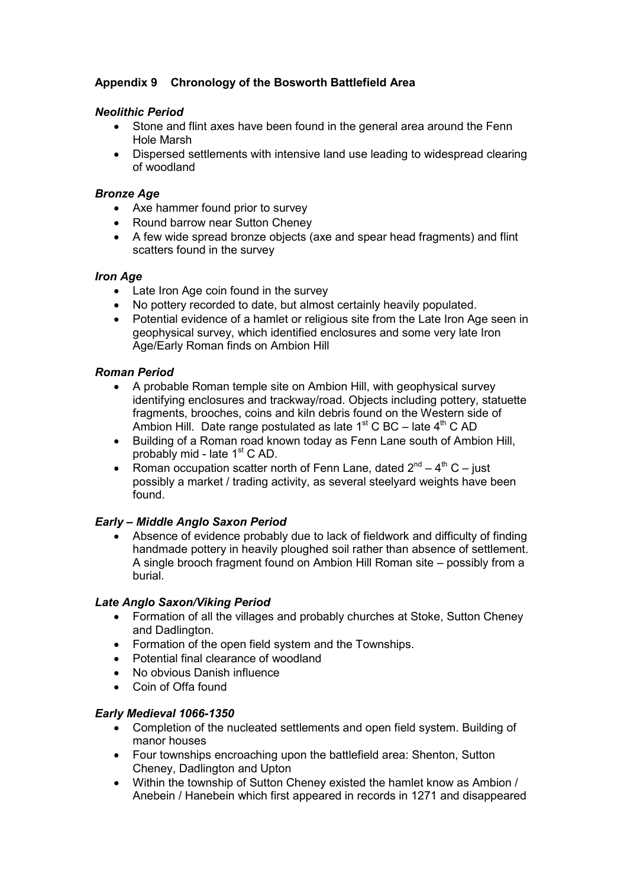## Appendix 9 Chronology of the Bosworth Battlefield Area

### *Neolithic Period*

- Stone and flint axes have been found in the general area around the Fenn Hole Marsh
- Dispersed settlements with intensive land use leading to widespread clearing of woodland

### *Bronze Age*

- Axe hammer found prior to survey
- Round barrow near Sutton Cheney
- A few wide spread bronze objects (axe and spear head fragments) and flint scatters found in the survey

### *Iron Age*

- Late Iron Age coin found in the survey
- No pottery recorded to date, but almost certainly heavily populated.
- Potential evidence of a hamlet or religious site from the Late Iron Age seen in geophysical survey, which identified enclosures and some very late Iron Age/Early Roman finds on Ambion Hill

### *Roman Period*

- A probable Roman temple site on Ambion Hill, with geophysical survey identifying enclosures and trackway/road. Objects including pottery, statuette fragments, brooches, coins and kiln debris found on the Western side of Ambion Hill. Date range postulated as late 1st C BC – late 4th C AD
- Building of a Roman road known today as Fenn Lane south of Ambion Hill, probably mid - late 1st C AD.
- Roman occupation scatter north of Fenn Lane, dated 2nd – 4th C – just possibly a market / trading activity, as several steelyard weights have been found.

### *Early – Middle Anglo Saxon Period*

- Absence of evidence probably due to lack of fieldwork and difficulty of finding handmade pottery in heavily ploughed soil rather than absence of settlement. A single brooch fragment found on Ambion Hill Roman site – possibly from a burial.

### *Late Anglo Saxon/Viking Period*

- Formation of all the villages and probably churches at Stoke, Sutton Cheney and Dadlington.
- Formation of the open field system and the Townships.
- Potential final clearance of woodland
- No obvious Danish influence
- Coin of Offa found

### *Early Medieval 1066-1350*

- Completion of the nucleated settlements and open field system. Building of manor houses
- Four townships encroaching upon the battlefield area: Shenton, Sutton Cheney, Dadlington and Upton
- Within the township of Sutton Cheney existed the hamlet know as Ambion / Anebein / Hanebein which first appeared in records in 1271 and disappeared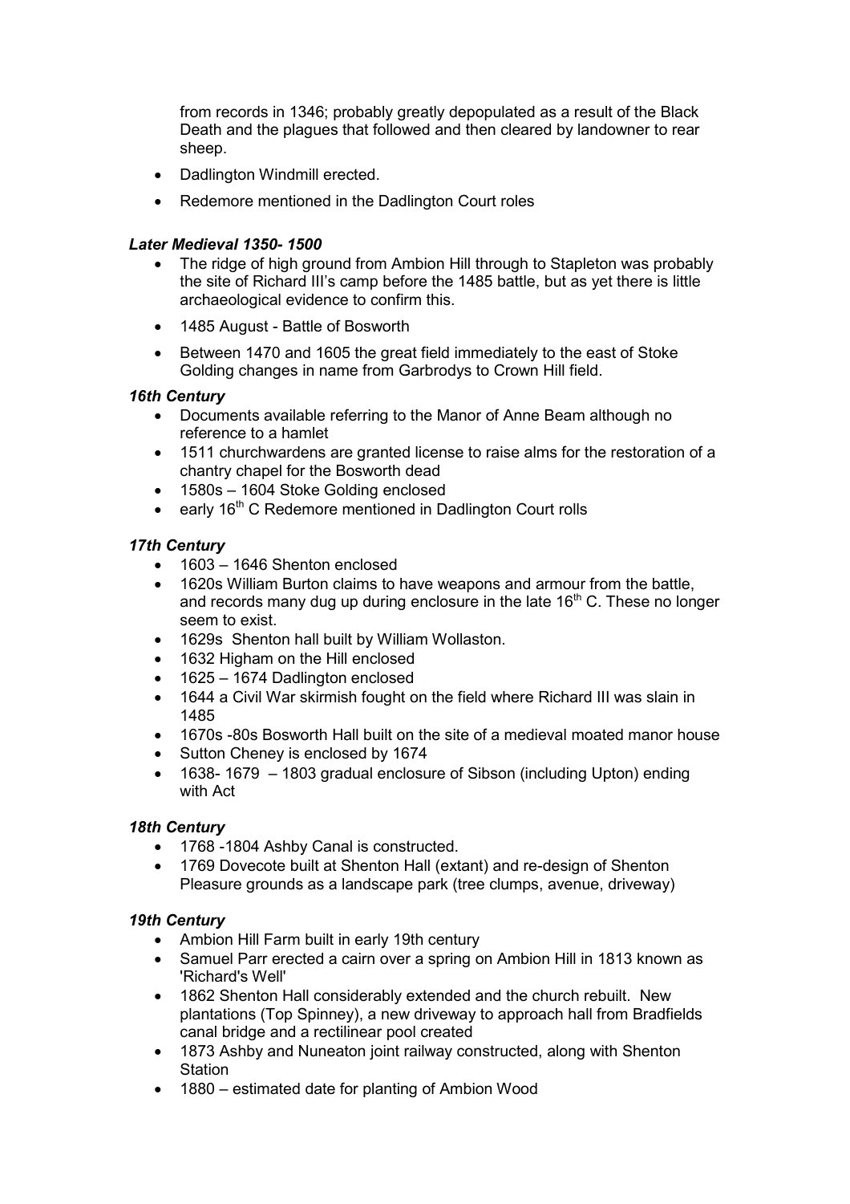from records in 1346; probably greatly depopulated as a result of the Black Death and the plagues that followed and then cleared by landowner to rear sheep.

- Dadlington Windmill erected.
- Redemore mentioned in the Dadlington Court roles

### *Later Medieval 1350- 1500*

- The ridge of high ground from Ambion Hill through to Stapleton was probably the site of Richard III's camp before the 1485 battle, but as yet there is little archaeological evidence to confirm this.
- 1485 August - Battle of Bosworth
- Between 1470 and 1605 the great field immediately to the east of Stoke Golding changes in name from Garbrodys to Crown Hill field.

### *16th Century*

- Documents available referring to the Manor of Anne Beam although no reference to a hamlet
- 1511 churchwardens are granted license to raise alms for the restoration of a chantry chapel for the Bosworth dead
- 1580s – 1604 Stoke Golding enclosed
- early 16th C Redemore mentioned in Dadlington Court rolls

### *17th Century*

- 1603 – 1646 Shenton enclosed
- 1620s William Burton claims to have weapons and armour from the battle, and records many dug up during enclosure in the late 16th C. These no longer seem to exist.
- 1629s Shenton hall built by William Wollaston.
- 1632 Higham on the Hill enclosed
- 1625 – 1674 Dadlington enclosed
- 1644 a Civil War skirmish fought on the field where Richard III was slain in 1485
- 1670s -80s Bosworth Hall built on the site of a medieval moated manor house
- Sutton Cheney is enclosed by 1674
- 1638- 1679 – 1803 gradual enclosure of Sibson (including Upton) ending with Act

### *18th Century*

- 1768 -1804 Ashby Canal is constructed.
- 1769 Dovecote built at Shenton Hall (extant) and re-design of Shenton Pleasure grounds as a landscape park (tree clumps, avenue, driveway)

### *19th Century*

- Ambion Hill Farm built in early 19th century
- Samuel Parr erected a cairn over a spring on Ambion Hill in 1813 known as 'Richard's Well'
- 1862 Shenton Hall considerably extended and the church rebuilt. New plantations (Top Spinney), a new driveway to approach hall from Bradfields canal bridge and a rectilinear pool created
- 1873 Ashby and Nuneaton joint railway constructed, along with Shenton Station
- 1880 – estimated date for planting of Ambion Wood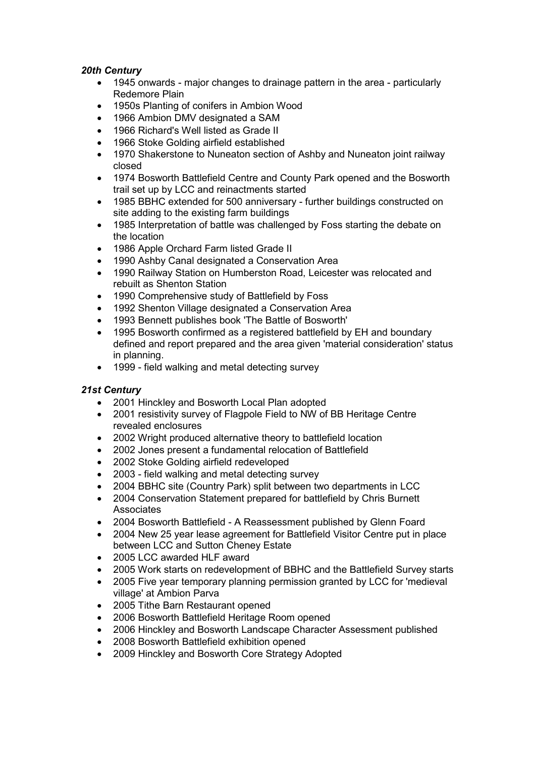### *20th Century*

- 1945 onwards - major changes to drainage pattern in the area - particularly Redemore Plain
- 1950s Planting of conifers in Ambion Wood
- 1966 Ambion DMV designated a SAM
- 1966 Richard's Well listed as Grade II
- 1966 Stoke Golding airfield established
- 1970 Shakerstone to Nuneaton section of Ashby and Nuneaton joint railway closed
- 1974 Bosworth Battlefield Centre and County Park opened and the Bosworth trail set up by LCC and reinactments started
- 1985 BBHC extended for 500 anniversary - further buildings constructed on site adding to the existing farm buildings
- 1985 Interpretation of battle was challenged by Foss starting the debate on the location
- 1986 Apple Orchard Farm listed Grade II
- 1990 Ashby Canal designated a Conservation Area
- 1990 Railway Station on Humberston Road, Leicester was relocated and rebuilt as Shenton Station
- 1990 Comprehensive study of Battlefield by Foss
- 1992 Shenton Village designated a Conservation Area
- 1993 Bennett publishes book 'The Battle of Bosworth'
- 1995 Bosworth confirmed as a registered battlefield by EH and boundary defined and report prepared and the area given 'material consideration' status in planning.
- 1999 - field walking and metal detecting survey

### *21st Century*

- 2001 Hinckley and Bosworth Local Plan adopted
- 2001 resistivity survey of Flagpole Field to NW of BB Heritage Centre revealed enclosures
- 2002 Wright produced alternative theory to battlefield location
- 2002 Jones present a fundamental relocation of Battlefield
- 2002 Stoke Golding airfield redeveloped
- 2003 - field walking and metal detecting survey
- 2004 BBHC site (Country Park) split between two departments in LCC
- 2004 Conservation Statement prepared for battlefield by Chris Burnett Associates
- 2004 Bosworth Battlefield - A Reassessment published by Glenn Foard
- 2004 New 25 year lease agreement for Battlefield Visitor Centre put in place between LCC and Sutton Cheney Estate
- 2005 LCC awarded HLF award
- 2005 Work starts on redevelopment of BBHC and the Battlefield Survey starts
- 2005 Five year temporary planning permission granted by LCC for 'medieval village' at Ambion Parva
- 2005 Tithe Barn Restaurant opened
- 2006 Bosworth Battlefield Heritage Room opened
- 2006 Hinckley and Bosworth Landscape Character Assessment published
- 2008 Bosworth Battlefield exhibition opened
- 2009 Hinckley and Bosworth Core Strategy Adopted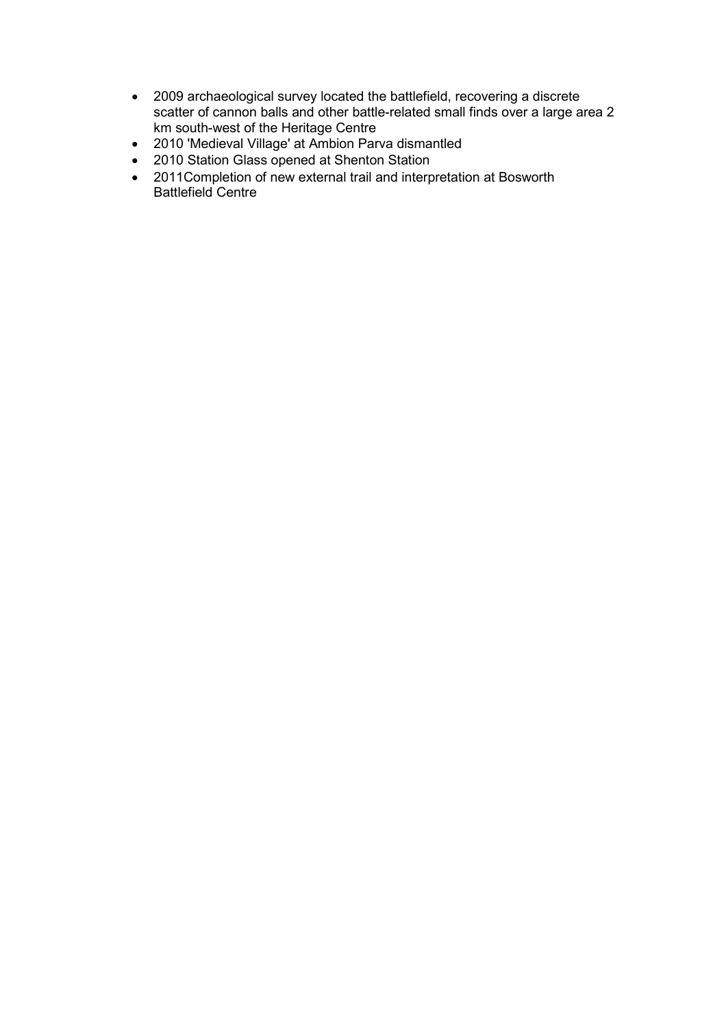- 2009 archaeological survey located the battlefield, recovering a discrete scatter of cannon balls and other battle-related small finds over a large area 2 km south-west of the Heritage Centre
- 2010 'Medieval Village' at Ambion Parva dismantled
- 2010 Station Glass opened at Shenton Station
- 2011Completion of new external trail and interpretation at Bosworth Battlefield Centre